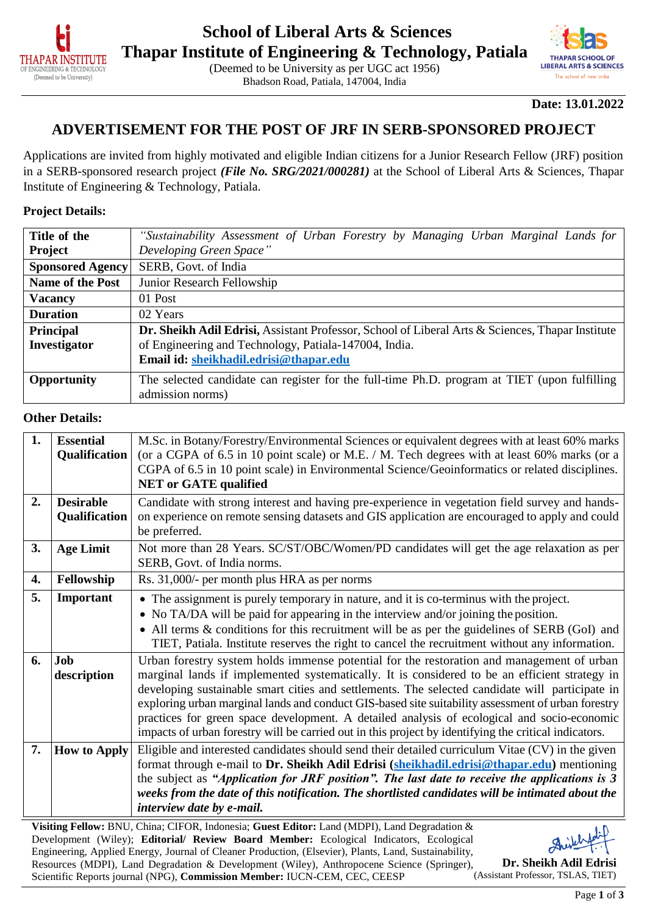# School of Liberal Arts & Sciences
# Thapar Institute of Engineering & Technology, Patiala

(Deemed to be University as per UGC act 1956)
Bhadson Road, Patiala, 147004, India

**Date: 13.01.2022**

## ADVERTISEMENT FOR THE POST OF JRF IN SERB-SPONSORED PROJECT

Applications are invited from highly motivated and eligible Indian citizens for a Junior Research Fellow (JRF) position in a SERB-sponsored research project ***(File No. SRG/2021/000281)*** at the School of Liberal Arts & Sciences, Thapar Institute of Engineering & Technology, Patiala.

**Project Details:**

| | |
|---|---|
| **Title of the Project** | *"Sustainability Assessment of Urban Forestry by Managing Urban Marginal Lands for Developing Green Space"* |
| **Sponsored Agency** | SERB, Govt. of India |
| **Name of the Post** | Junior Research Fellowship |
| **Vacancy** | 01 Post |
| **Duration** | 02 Years |
| **Principal Investigator** | **Dr. Sheikh Adil Edrisi,** Assistant Professor, School of Liberal Arts & Sciences, Thapar Institute of Engineering and Technology, Patiala-147004, India. **Email id: sheikhadil.edrisi@thapar.edu** |
| **Opportunity** | The selected candidate can register for the full-time Ph.D. program at TIET (upon fulfilling admission norms) |

**Other Details:**

| | | |
|---|---|---|
| **1.** | **Essential Qualification** | M.Sc. in Botany/Forestry/Environmental Sciences or equivalent degrees with at least 60% marks (or a CGPA of 6.5 in 10 point scale) or M.E. / M. Tech degrees with at least 60% marks (or a CGPA of 6.5 in 10 point scale) in Environmental Science/Geoinformatics or related disciplines. **NET or GATE qualified** |
| **2.** | **Desirable Qualification** | Candidate with strong interest and having pre-experience in vegetation field survey and hands-on experience on remote sensing datasets and GIS application are encouraged to apply and could be preferred. |
| **3.** | **Age Limit** | Not more than 28 Years. SC/ST/OBC/Women/PD candidates will get the age relaxation as per SERB, Govt. of India norms. |
| **4.** | **Fellowship** | Rs. 31,000/- per month plus HRA as per norms |
| **5.** | **Important** | • The assignment is purely temporary in nature, and it is co-terminus with the project. • No TA/DA will be paid for appearing in the interview and/or joining the position. • All terms & conditions for this recruitment will be as per the guidelines of SERB (GoI) and TIET, Patiala. Institute reserves the right to cancel the recruitment without any information. |
| **6.** | **Job description** | Urban forestry system holds immense potential for the restoration and management of urban marginal lands if implemented systematically. It is considered to be an efficient strategy in developing sustainable smart cities and settlements. The selected candidate will participate in exploring urban marginal lands and conduct GIS-based site suitability assessment of urban forestry practices for green space development. A detailed analysis of ecological and socio-economic impacts of urban forestry will be carried out in this project by identifying the critical indicators. |
| **7.** | **How to Apply** | Eligible and interested candidates should send their detailed curriculum Vitae (CV) in the given format through e-mail to **Dr. Sheikh Adil Edrisi (sheikhadil.edrisi@thapar.edu)** mentioning the subject as ***"Application for JRF position". The last date to receive the applications is 3 weeks from the date of this notification. The shortlisted candidates will be intimated about the interview date by e-mail.*** |

**Visiting Fellow:** BNU, China; CIFOR, Indonesia; **Guest Editor:** Land (MDPI), Land Degradation & Development (Wiley); **Editorial/ Review Board Member:** Ecological Indicators, Ecological Engineering, Applied Energy, Journal of Cleaner Production, (Elsevier), Plants, Land, Sustainability, Resources (MDPI), Land Degradation & Development (Wiley), Anthropocene Science (Springer), Scientific Reports journal (NPG), **Commission Member:** IUCN-CEM, CEC, CEESP

**Dr. Sheikh Adil Edrisi**
(Assistant Professor, TSLAS, TIET)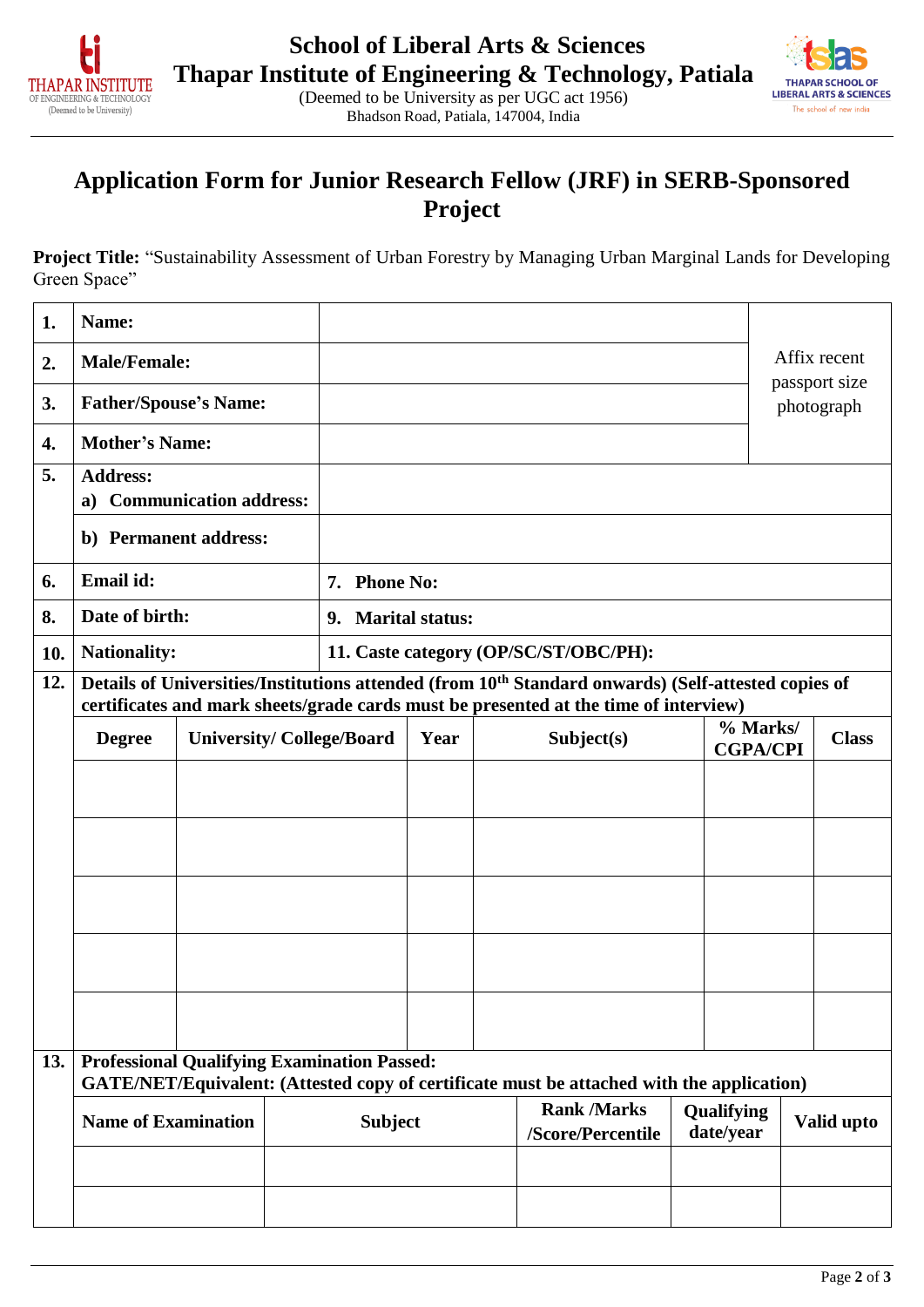School of Liberal Arts & Sciences
Thapar Institute of Engineering & Technology, Patiala
(Deemed to be University as per UGC act 1956)
Bhadson Road, Patiala, 147004, India

# Application Form for Junior Research Fellow (JRF) in SERB-Sponsored Project

**Project Title:** "Sustainability Assessment of Urban Forestry by Managing Urban Marginal Lands for Developing Green Space"

| | | | |
|---|---|---|---|
| **1.** | **Name:** | | Affix recent passport size photograph |
| **2.** | **Male/Female:** | | |
| **3.** | **Father/Spouse's Name:** | | |
| **4.** | **Mother's Name:** | | |
| **5.** | **Address:** **a) Communication address:** | | |
| | **b) Permanent address:** | | |
| **6.** | **Email id:** | **7. Phone No:** | |
| **8.** | **Date of birth:** | **9. Marital status:** | |
| **10.** | **Nationality:** | **11. Caste category (OP/SC/ST/OBC/PH):** | |

**12. Details of Universities/Institutions attended (from 10th Standard onwards) (Self-attested copies of certificates and mark sheets/grade cards must be presented at the time of interview)**

| Degree | University/ College/Board | Year | Subject(s) | % Marks/ CGPA/CPI | Class |
|---|---|---|---|---|---|
| | | | | | |
| | | | | | |
| | | | | | |
| | | | | | |
| | | | | | |

**13. Professional Qualifying Examination Passed:**
**GATE/NET/Equivalent: (Attested copy of certificate must be attached with the application)**

| Name of Examination | Subject | Rank /Marks /Score/Percentile | Qualifying date/year | Valid upto |
|---|---|---|---|---|
| | | | | |
| | | | | |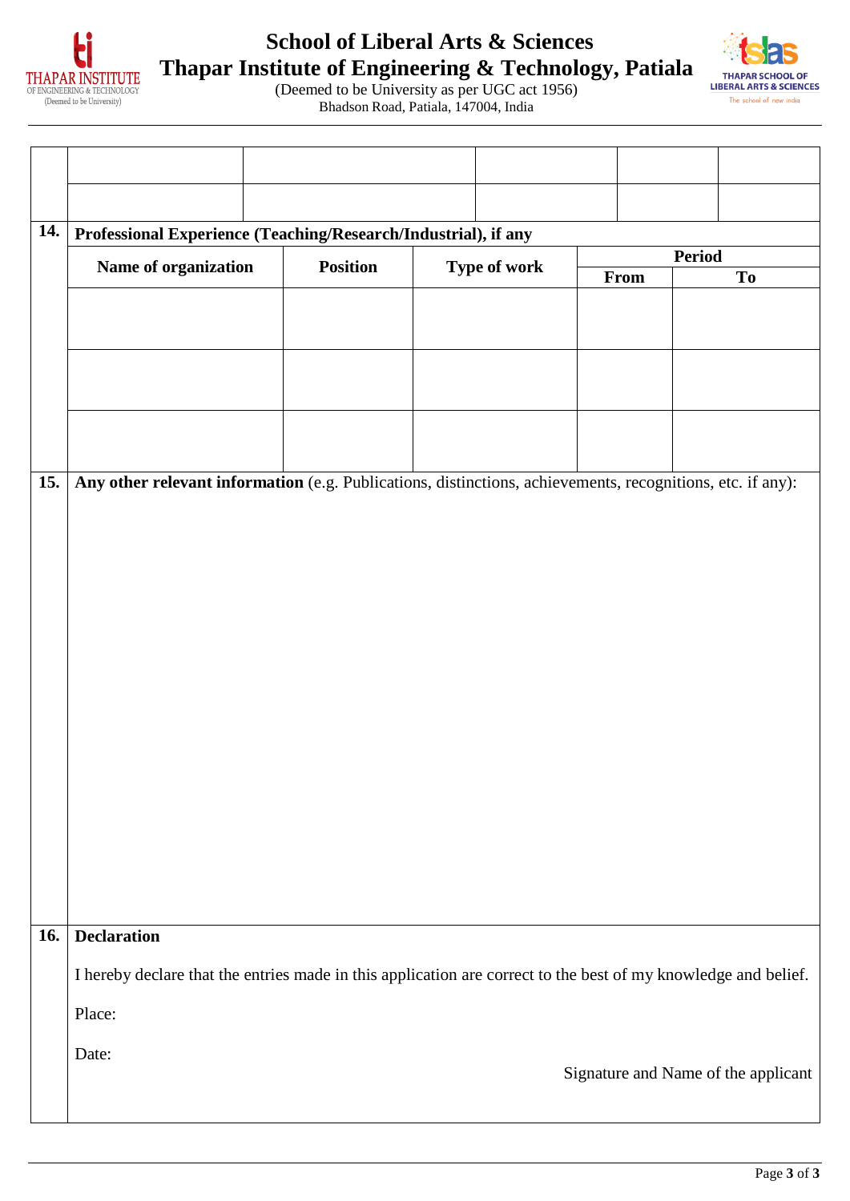# School of Liberal Arts & Sciences

## Thapar Institute of Engineering & Technology, Patiala

(Deemed to be University as per UGC act 1956)
Bhadson Road, Patiala, 147004, India

| | | | | |
|---|---|---|---|---|
| | | | | |
| | | | | |

**14. Professional Experience (Teaching/Research/Industrial), if any**

| Name of organization | Position | Type of work | Period | |
|---|---|---|---|---|
| | | | From | To |
| | | | | |
| | | | | |
| | | | | |

**15. Any other relevant information** (e.g. Publications, distinctions, achievements, recognitions, etc. if any):

**16. Declaration**

I hereby declare that the entries made in this application are correct to the best of my knowledge and belief.

Place:

Date:

Signature and Name of the applicant